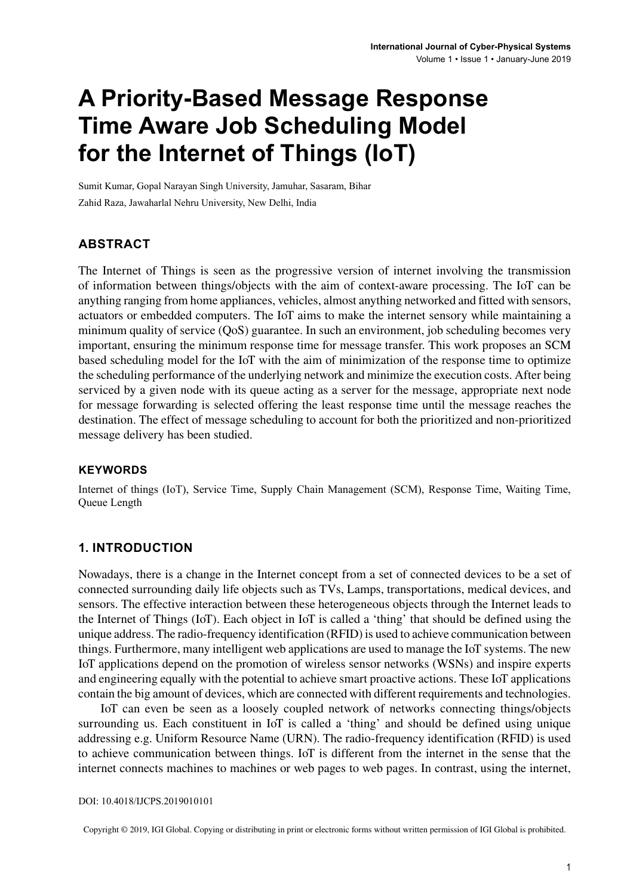# A Priority-Based Message Response Time Aware Job Scheduling Model for the Internet of Things (IoT)

Sumit Kumar, Gopal Narayan Singh University, Jamuhar, Sasaram, Bihar

Zahid Raza, Jawaharlal Nehru University, New Delhi, India

## ABSTRACT

The Internet of Things is seen as the progressive version of internet involving the transmission of information between things/objects with the aim of context-aware processing. The IoT can be anything ranging from home appliances, vehicles, almost anything networked and fitted with sensors, actuators or embedded computers. The IoT aims to make the internet sensory while maintaining a minimum quality of service (QoS) guarantee. In such an environment, job scheduling becomes very important, ensuring the minimum response time for message transfer. This work proposes an SCM based scheduling model for the IoT with the aim of minimization of the response time to optimize the scheduling performance of the underlying network and minimize the execution costs. After being serviced by a given node with its queue acting as a server for the message, appropriate next node for message forwarding is selected offering the least response time until the message reaches the destination. The effect of message scheduling to account for both the prioritized and non-prioritized message delivery has been studied.

### KEYWORDS

Internet of things (IoT), Service Time, Supply Chain Management (SCM), Response Time, Waiting Time, Queue Length

## 1. INTRODUCTION

Nowadays, there is a change in the Internet concept from a set of connected devices to be a set of connected surrounding daily life objects such as TVs, Lamps, transportations, medical devices, and sensors. The effective interaction between these heterogeneous objects through the Internet leads to the Internet of Things (IoT). Each object in IoT is called a 'thing' that should be defined using the unique address. The radio-frequency identification (RFID) is used to achieve communication between things. Furthermore, many intelligent web applications are used to manage the IoT systems. The new IoT applications depend on the promotion of wireless sensor networks (WSNs) and inspire experts and engineering equally with the potential to achieve smart proactive actions. These IoT applications contain the big amount of devices, which are connected with different requirements and technologies.

IoT can even be seen as a loosely coupled network of networks connecting things/objects surrounding us. Each constituent in IoT is called a 'thing' and should be defined using unique addressing e.g. Uniform Resource Name (URN). The radio-frequency identification (RFID) is used to achieve communication between things. IoT is different from the internet in the sense that the internet connects machines to machines or web pages to web pages. In contrast, using the internet,

DOI: 10.4018/IJCPS.2019010101

Copyright © 2019, IGI Global. Copying or distributing in print or electronic forms without written permission of IGI Global is prohibited.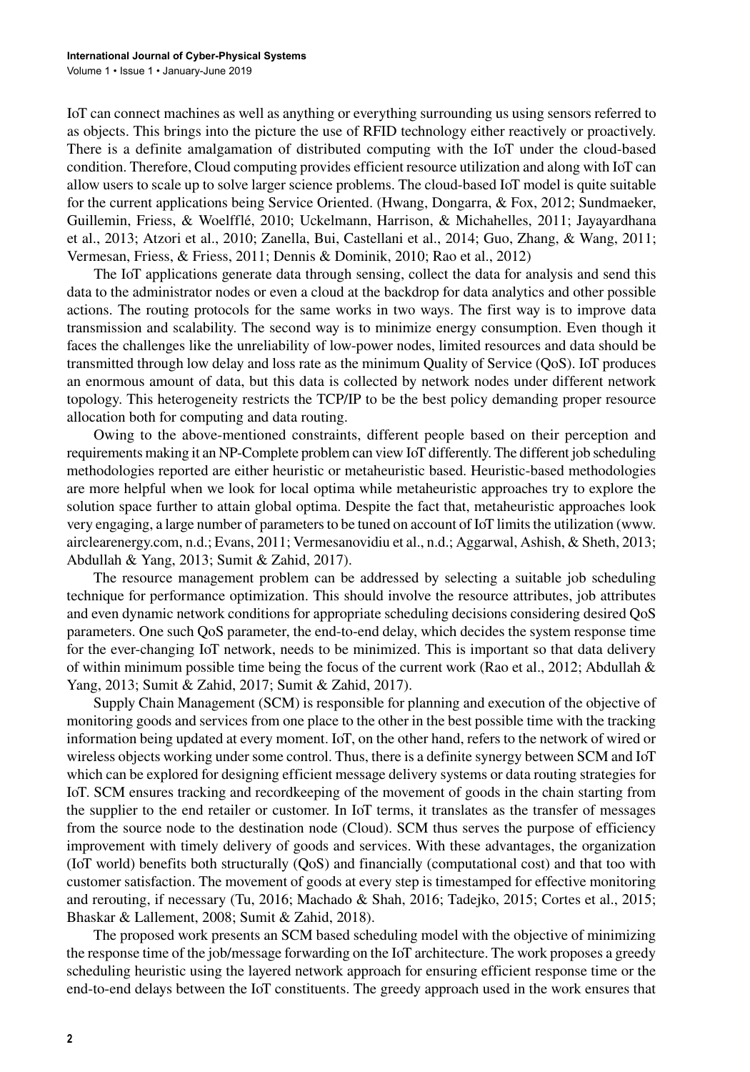IoT can connect machines as well as anything or everything surrounding us using sensors referred to as objects. This brings into the picture the use of RFID technology either reactively or proactively. There is a definite amalgamation of distributed computing with the IoT under the cloud-based condition. Therefore, Cloud computing provides efficient resource utilization and along with IoT can allow users to scale up to solve larger science problems. The cloud-based IoT model is quite suitable for the current applications being Service Oriented. (Hwang, Dongarra, & Fox, 2012; Sundmaeker, Guillemin, Friess, & Woelfflé, 2010; Uckelmann, Harrison, & Michahelles, 2011; Jayayardhana et al., 2013; Atzori et al., 2010; Zanella, Bui, Castellani et al., 2014; Guo, Zhang, & Wang, 2011; Vermesan, Friess, & Friess, 2011; Dennis & Dominik, 2010; Rao et al., 2012)

The IoT applications generate data through sensing, collect the data for analysis and send this data to the administrator nodes or even a cloud at the backdrop for data analytics and other possible actions. The routing protocols for the same works in two ways. The first way is to improve data transmission and scalability. The second way is to minimize energy consumption. Even though it faces the challenges like the unreliability of low-power nodes, limited resources and data should be transmitted through low delay and loss rate as the minimum Quality of Service (QoS). IoT produces an enormous amount of data, but this data is collected by network nodes under different network topology. This heterogeneity restricts the TCP/IP to be the best policy demanding proper resource allocation both for computing and data routing.

Owing to the above-mentioned constraints, different people based on their perception and requirements making it an NP-Complete problem can view IoT differently. The different job scheduling methodologies reported are either heuristic or metaheuristic based. Heuristic-based methodologies are more helpful when we look for local optima while metaheuristic approaches try to explore the solution space further to attain global optima. Despite the fact that, metaheuristic approaches look very engaging, a large number of parameters to be tuned on account of IoT limits the utilization (www.airclearenergy.com, n.d.; Evans, 2011; Vermesanovidiu et al., n.d.; Aggarwal, Ashish, & Sheth, 2013; Abdullah & Yang, 2013; Sumit & Zahid, 2017).

The resource management problem can be addressed by selecting a suitable job scheduling technique for performance optimization. This should involve the resource attributes, job attributes and even dynamic network conditions for appropriate scheduling decisions considering desired QoS parameters. One such QoS parameter, the end-to-end delay, which decides the system response time for the ever-changing IoT network, needs to be minimized. This is important so that data delivery of within minimum possible time being the focus of the current work (Rao et al., 2012; Abdullah & Yang, 2013; Sumit & Zahid, 2017; Sumit & Zahid, 2017).

Supply Chain Management (SCM) is responsible for planning and execution of the objective of monitoring goods and services from one place to the other in the best possible time with the tracking information being updated at every moment. IoT, on the other hand, refers to the network of wired or wireless objects working under some control. Thus, there is a definite synergy between SCM and IoT which can be explored for designing efficient message delivery systems or data routing strategies for IoT. SCM ensures tracking and recordkeeping of the movement of goods in the chain starting from the supplier to the end retailer or customer. In IoT terms, it translates as the transfer of messages from the source node to the destination node (Cloud). SCM thus serves the purpose of efficiency improvement with timely delivery of goods and services. With these advantages, the organization (IoT world) benefits both structurally (QoS) and financially (computational cost) and that too with customer satisfaction. The movement of goods at every step is timestamped for effective monitoring and rerouting, if necessary (Tu, 2016; Machado & Shah, 2016; Tadejko, 2015; Cortes et al., 2015; Bhaskar & Lallement, 2008; Sumit & Zahid, 2018).

The proposed work presents an SCM based scheduling model with the objective of minimizing the response time of the job/message forwarding on the IoT architecture. The work proposes a greedy scheduling heuristic using the layered network approach for ensuring efficient response time or the end-to-end delays between the IoT constituents. The greedy approach used in the work ensures that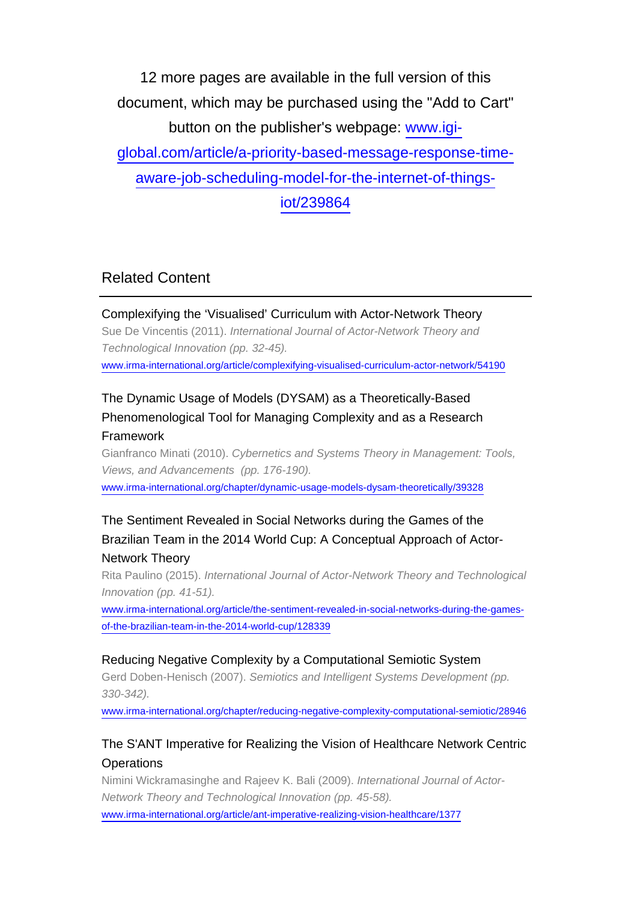12 more pages are available in the full version of this document, which may be purchased using the "Add to Cart" button on the publisher's webpage: [www.igi-global.com/article/a-priority-based-message-response-time-aware-job-scheduling-model-for-the-internet-of-things-iot/239864](www.igi-global.com/article/a-priority-based-message-response-time-aware-job-scheduling-model-for-the-internet-of-things-iot/239864)

## Related Content

Complexifying the 'Visualised' Curriculum with Actor-Network Theory
Sue De Vincentis (2011). *International Journal of Actor-Network Theory and Technological Innovation (pp. 32-45).*
[www.irma-international.org/article/complexifying-visualised-curriculum-actor-network/54190](www.irma-international.org/article/complexifying-visualised-curriculum-actor-network/54190)

The Dynamic Usage of Models (DYSAM) as a Theoretically-Based Phenomenological Tool for Managing Complexity and as a Research Framework
Gianfranco Minati (2010). *Cybernetics and Systems Theory in Management: Tools, Views, and Advancements (pp. 176-190).*
[www.irma-international.org/chapter/dynamic-usage-models-dysam-theoretically/39328](www.irma-international.org/chapter/dynamic-usage-models-dysam-theoretically/39328)

The Sentiment Revealed in Social Networks during the Games of the Brazilian Team in the 2014 World Cup: A Conceptual Approach of Actor-Network Theory
Rita Paulino (2015). *International Journal of Actor-Network Theory and Technological Innovation (pp. 41-51).*
[www.irma-international.org/article/the-sentiment-revealed-in-social-networks-during-the-games-of-the-brazilian-team-in-the-2014-world-cup/128339](www.irma-international.org/article/the-sentiment-revealed-in-social-networks-during-the-games-of-the-brazilian-team-in-the-2014-world-cup/128339)

Reducing Negative Complexity by a Computational Semiotic System
Gerd Doben-Henisch (2007). *Semiotics and Intelligent Systems Development (pp. 330-342).*
[www.irma-international.org/chapter/reducing-negative-complexity-computational-semiotic/28946](www.irma-international.org/chapter/reducing-negative-complexity-computational-semiotic/28946)

The S'ANT Imperative for Realizing the Vision of Healthcare Network Centric Operations
Nimini Wickramasinghe and Rajeev K. Bali (2009). *International Journal of Actor-Network Theory and Technological Innovation (pp. 45-58).*
[www.irma-international.org/article/ant-imperative-realizing-vision-healthcare/1377](www.irma-international.org/article/ant-imperative-realizing-vision-healthcare/1377)